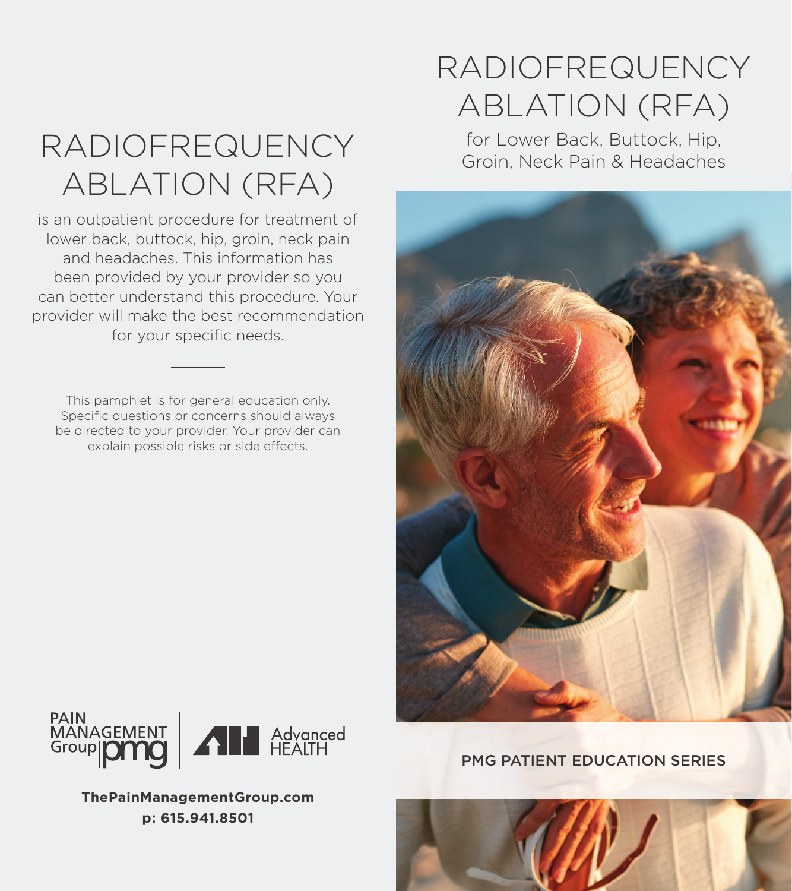# RADIOFREQUENCY ABLATION (RFA)

is an outpatient procedure for treatment of lower back, buttock, hip, groin, neck pain and headaches. This information has been provided by your provider so you can better understand this procedure. Your provider will make the best recommendation for your specific needs.

---

This pamphlet is for general education only. Specific questions or concerns should always be directed to your provider. Your provider can explain possible risks or side effects.

PAIN MANAGEMENT Group pmg | Advanced HEALTH

**ThePainManagementGroup.com**
**p: 615.941.8501**

# RADIOFREQUENCY ABLATION (RFA)

for Lower Back, Buttock, Hip, Groin, Neck Pain & Headaches

PMG PATIENT EDUCATION SERIES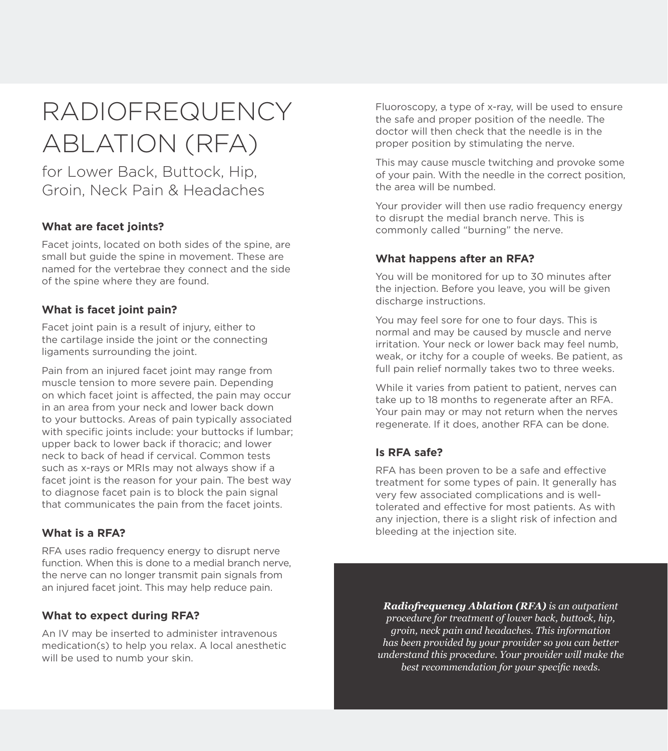# RADIOFREQUENCY ABLATION (RFA)

## for Lower Back, Buttock, Hip, Groin, Neck Pain & Headaches

### What are facet joints?

Facet joints, located on both sides of the spine, are small but guide the spine in movement. These are named for the vertebrae they connect and the side of the spine where they are found.

### What is facet joint pain?

Facet joint pain is a result of injury, either to the cartilage inside the joint or the connecting ligaments surrounding the joint.

Pain from an injured facet joint may range from muscle tension to more severe pain. Depending on which facet joint is affected, the pain may occur in an area from your neck and lower back down to your buttocks. Areas of pain typically associated with specific joints include: your buttocks if lumbar; upper back to lower back if thoracic; and lower neck to back of head if cervical. Common tests such as x-rays or MRIs may not always show if a facet joint is the reason for your pain. The best way to diagnose facet pain is to block the pain signal that communicates the pain from the facet joints.

### What is a RFA?

RFA uses radio frequency energy to disrupt nerve function. When this is done to a medial branch nerve, the nerve can no longer transmit pain signals from an injured facet joint. This may help reduce pain.

### What to expect during RFA?

An IV may be inserted to administer intravenous medication(s) to help you relax. A local anesthetic will be used to numb your skin.

Fluoroscopy, a type of x-ray, will be used to ensure the safe and proper position of the needle. The doctor will then check that the needle is in the proper position by stimulating the nerve.

This may cause muscle twitching and provoke some of your pain. With the needle in the correct position, the area will be numbed.

Your provider will then use radio frequency energy to disrupt the medial branch nerve. This is commonly called "burning" the nerve.

### What happens after an RFA?

You will be monitored for up to 30 minutes after the injection. Before you leave, you will be given discharge instructions.

You may feel sore for one to four days. This is normal and may be caused by muscle and nerve irritation. Your neck or lower back may feel numb, weak, or itchy for a couple of weeks. Be patient, as full pain relief normally takes two to three weeks.

While it varies from patient to patient, nerves can take up to 18 months to regenerate after an RFA. Your pain may or may not return when the nerves regenerate. If it does, another RFA can be done.

### Is RFA safe?

RFA has been proven to be a safe and effective treatment for some types of pain. It generally has very few associated complications and is well-tolerated and effective for most patients. As with any injection, there is a slight risk of infection and bleeding at the injection site.

***Radiofrequency Ablation (RFA)*** *is an outpatient procedure for treatment of lower back, buttock, hip, groin, neck pain and headaches. This information has been provided by your provider so you can better understand this procedure. Your provider will make the best recommendation for your specific needs.*